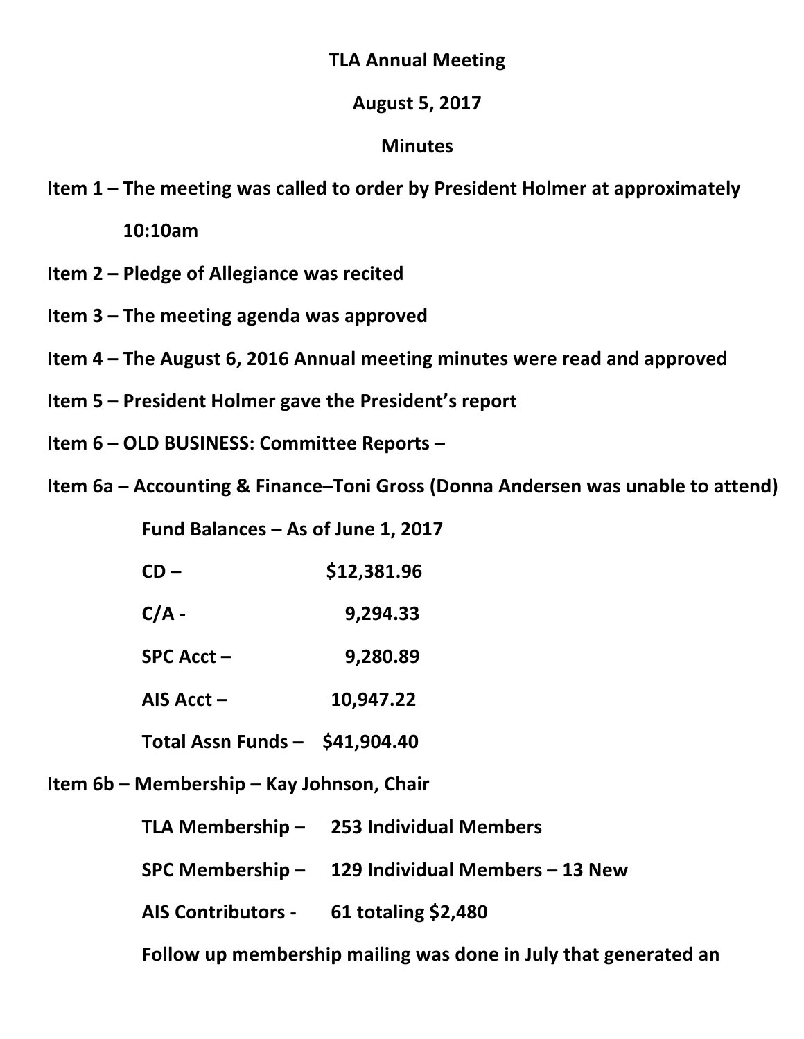**TLA Annual Meeting**

**August 5, 2017**

**Minutes**

**Item 1 – The meeting was called to order by President Holmer at approximately 10:10am**

**Item 2 – Pledge of Allegiance was recited**

**Item 3 – The meeting agenda was approved**

**Item 4 – The August 6, 2016 Annual meeting minutes were read and approved**

**Item 5 – President Holmer gave the President's report**

**Item 6 – OLD BUSINESS: Committee Reports –**

**Item 6a – Accounting & Finance–Toni Gross (Donna Andersen was unable to attend)**

**Fund Balances – As of June 1, 2017**

| | |
|---|---|
| **CD –** | **$12,381.96** |
| **C/A -** | **9,294.33** |
| **SPC Acct –** | **9,280.89** |
| **AIS Acct –** | **10,947.22** |
| **Total Assn Funds –** | **$41,904.40** |

**Item 6b – Membership – Kay Johnson, Chair**

| | |
|---|---|
| **TLA Membership –** | **253 Individual Members** |
| **SPC Membership –** | **129 Individual Members – 13 New** |
| **AIS Contributors -** | **61 totaling $2,480** |

**Follow up membership mailing was done in July that generated an**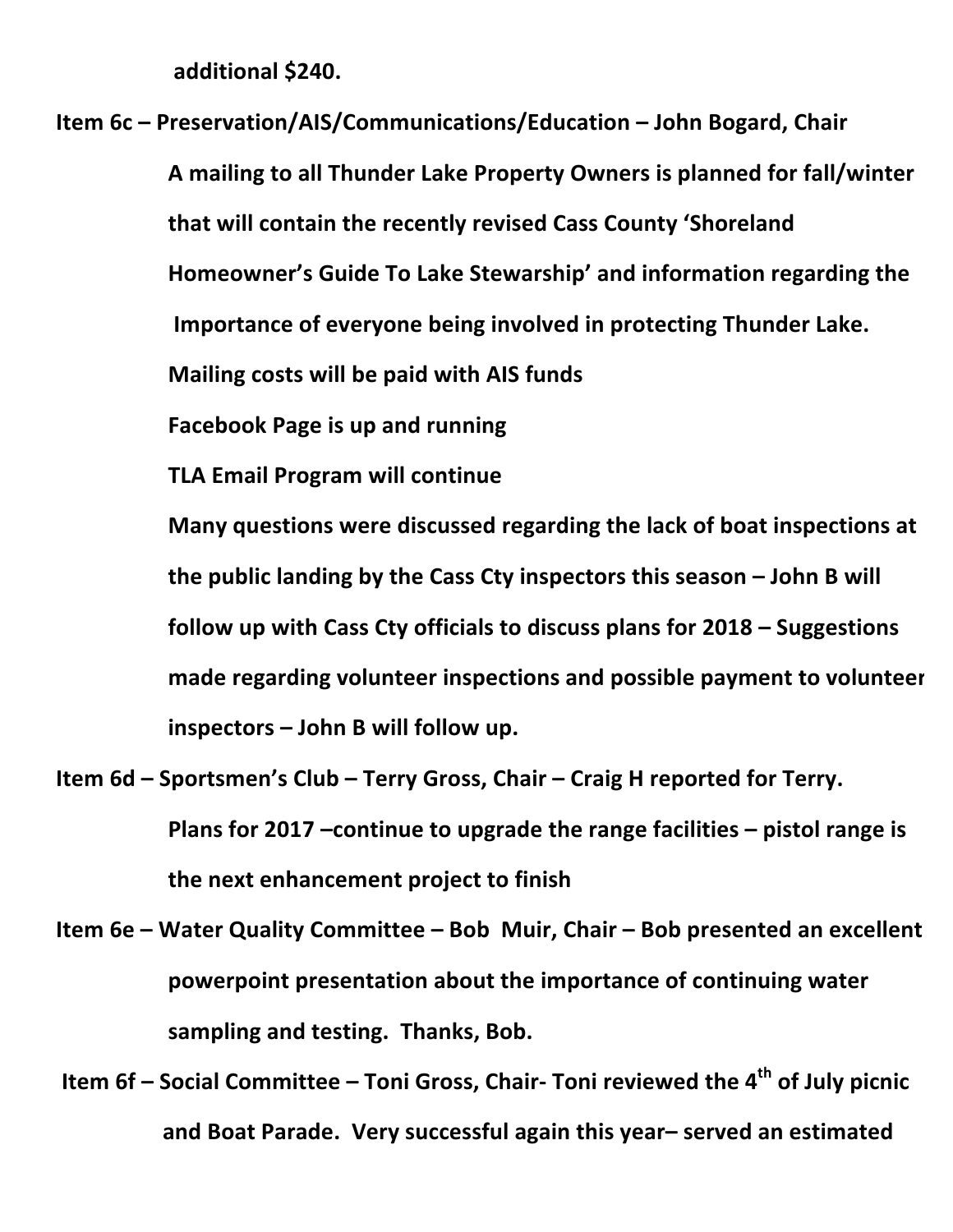**additional $240.**

**Item 6c – Preservation/AIS/Communications/Education – John Bogard, Chair**

**A mailing to all Thunder Lake Property Owners is planned for fall/winter that will contain the recently revised Cass County 'Shoreland Homeowner's Guide To Lake Stewarship' and information regarding the Importance of everyone being involved in protecting Thunder Lake.**

**Mailing costs will be paid with AIS funds**

**Facebook Page is up and running**

**TLA Email Program will continue**

**Many questions were discussed regarding the lack of boat inspections at the public landing by the Cass Cty inspectors this season – John B will follow up with Cass Cty officials to discuss plans for 2018 – Suggestions made regarding volunteer inspections and possible payment to volunteer inspectors – John B will follow up.**

**Item 6d – Sportsmen's Club – Terry Gross, Chair – Craig H reported for Terry.**

**Plans for 2017 –continue to upgrade the range facilities – pistol range is the next enhancement project to finish**

**Item 6e – Water Quality Committee – Bob Muir, Chair – Bob presented an excellent powerpoint presentation about the importance of continuing water sampling and testing. Thanks, Bob.**

**Item 6f – Social Committee – Toni Gross, Chair- Toni reviewed the 4th of July picnic and Boat Parade. Very successful again this year– served an estimated**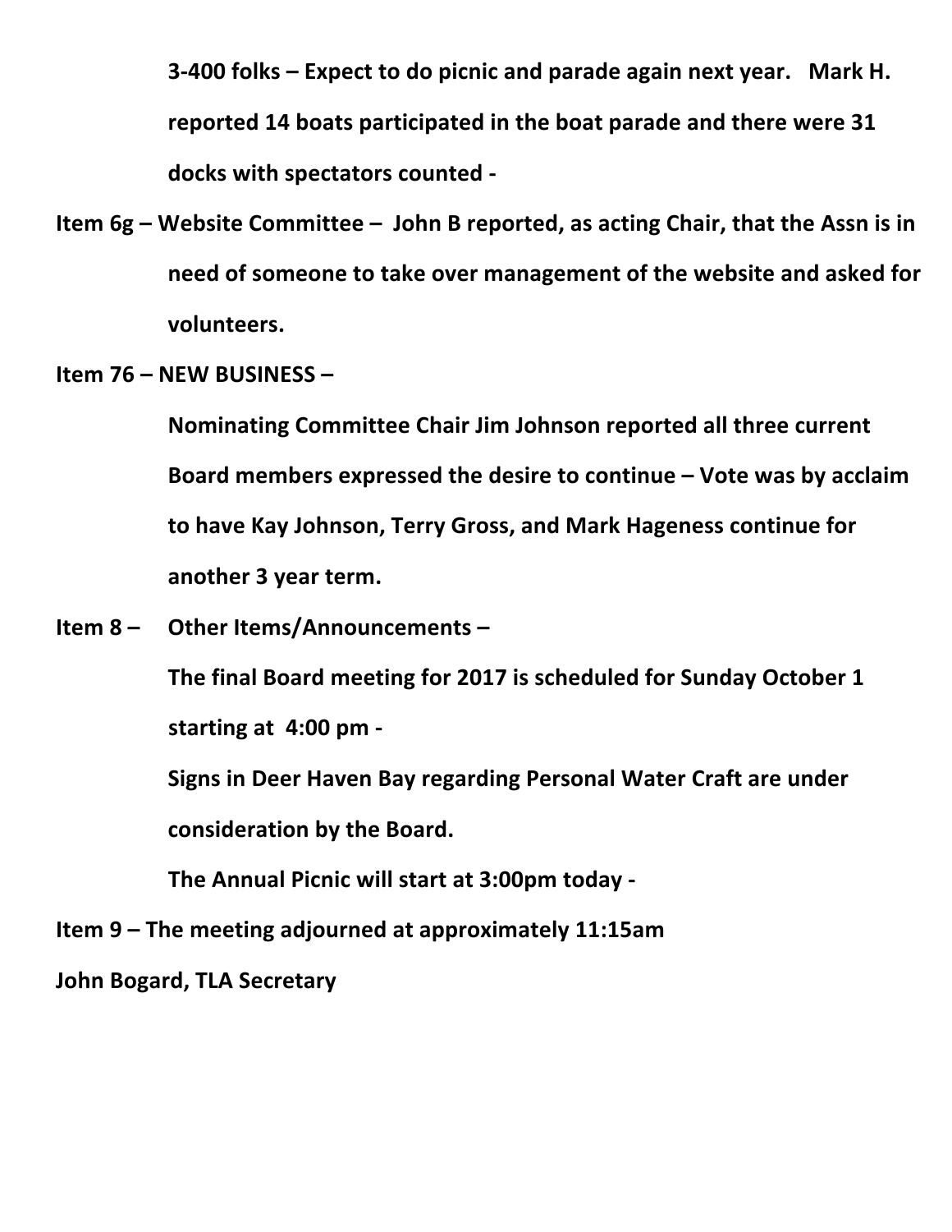**3-400 folks – Expect to do picnic and parade again next year. Mark H. reported 14 boats participated in the boat parade and there were 31 docks with spectators counted -**

**Item 6g – Website Committee – John B reported, as acting Chair, that the Assn is in need of someone to take over management of the website and asked for volunteers.**

**Item 76 – NEW BUSINESS –**

**Nominating Committee Chair Jim Johnson reported all three current Board members expressed the desire to continue – Vote was by acclaim to have Kay Johnson, Terry Gross, and Mark Hageness continue for another 3 year term.**

**Item 8 – Other Items/Announcements –**

**The final Board meeting for 2017 is scheduled for Sunday October 1 starting at 4:00 pm -**

**Signs in Deer Haven Bay regarding Personal Water Craft are under consideration by the Board.**

**The Annual Picnic will start at 3:00pm today -**

**Item 9 – The meeting adjourned at approximately 11:15am**

**John Bogard, TLA Secretary**